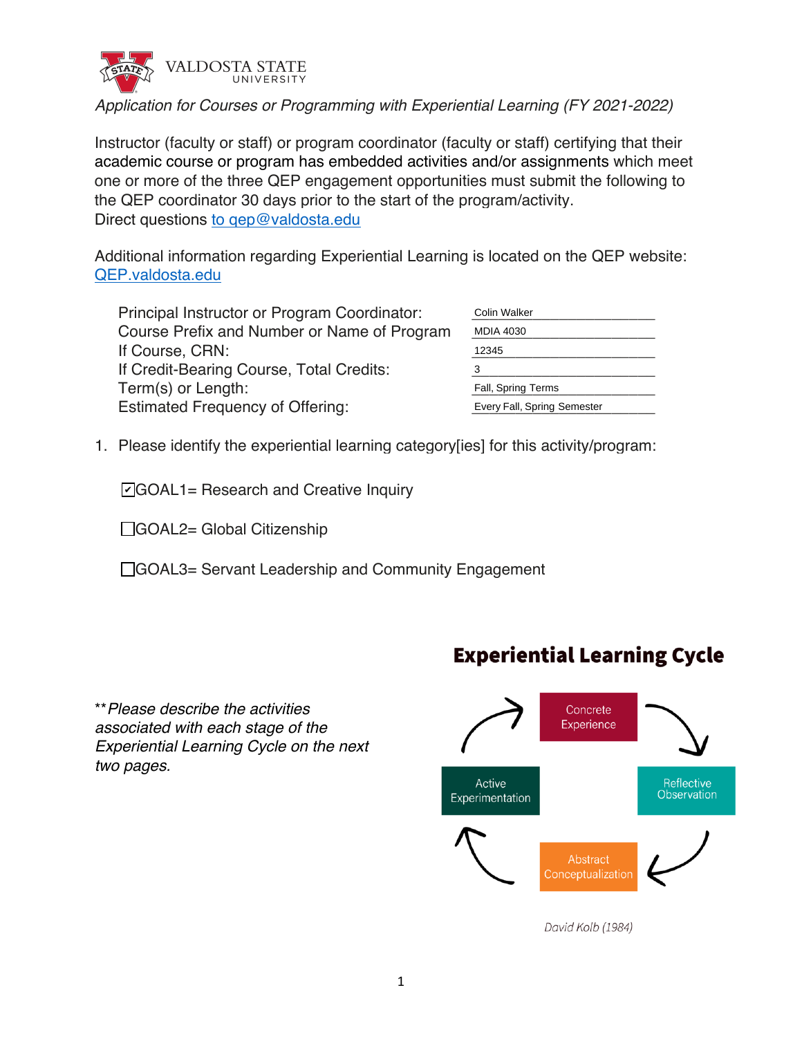VALDOSTA STATE UNIVERSITY

*Application for Courses or Programming with Experiential Learning (FY 2021-2022)*

Instructor (faculty or staff) or program coordinator (faculty or staff) certifying that their academic course or program has embedded activities and/or assignments which meet one or more of the three QEP engagement opportunities must submit the following to the QEP coordinator 30 days prior to the start of the program/activity.
Direct questions to qep@valdosta.edu

Additional information regarding Experiential Learning is located on the QEP website: QEP.valdosta.edu

| | |
|---|---|
| Principal Instructor or Program Coordinator: | Colin Walker |
| Course Prefix and Number or Name of Program | MDIA 4030 |
| If Course, CRN: | 12345 |
| If Credit-Bearing Course, Total Credits: | 3 |
| Term(s) or Length: | Fall, Spring Terms |
| Estimated Frequency of Offering: | Every Fall, Spring Semester |

1. Please identify the experiential learning category[ies] for this activity/program:

   - [x] GOAL1= Research and Creative Inquiry
   - [ ] GOAL2= Global Citizenship
   - [ ] GOAL3= Servant Leadership and Community Engagement

***Please describe the activities associated with each stage of the Experiential Learning Cycle on the next two pages.*

**Experiential Learning Cycle**

Concrete Experience → Reflective Observation → Abstract Conceptualization → Active Experimentation → Concrete Experience

David Kolb (1984)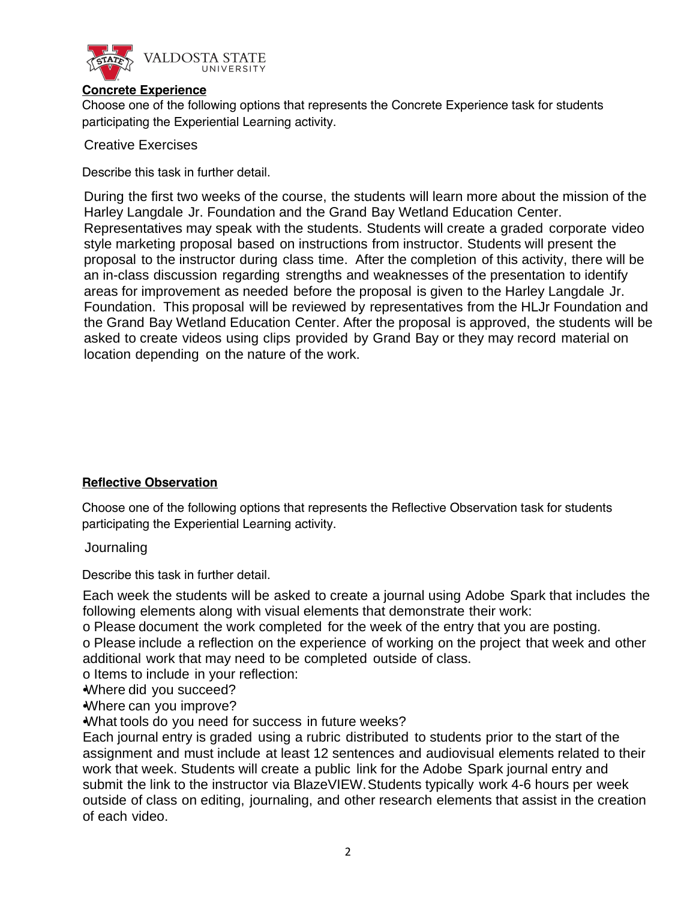**Concrete Experience**

Choose one of the following options that represents the Concrete Experience task for students participating the Experiential Learning activity.

Creative Exercises

Describe this task in further detail.

During the first two weeks of the course, the students will learn more about the mission of the Harley Langdale Jr. Foundation and the Grand Bay Wetland Education Center. Representatives may speak with the students. Students will create a graded corporate video style marketing proposal based on instructions from instructor. Students will present the proposal to the instructor during class time. After the completion of this activity, there will be an in-class discussion regarding strengths and weaknesses of the presentation to identify areas for improvement as needed before the proposal is given to the Harley Langdale Jr. Foundation. This proposal will be reviewed by representatives from the HLJr Foundation and the Grand Bay Wetland Education Center. After the proposal is approved, the students will be asked to create videos using clips provided by Grand Bay or they may record material on location depending on the nature of the work.

**Reflective Observation**

Choose one of the following options that represents the Reflective Observation task for students participating the Experiential Learning activity.

Journaling

Describe this task in further detail.

Each week the students will be asked to create a journal using Adobe Spark that includes the following elements along with visual elements that demonstrate their work:

- o Please document the work completed for the week of the entry that you are posting.
- o Please include a reflection on the experience of working on the project that week and other additional work that may need to be completed outside of class.
- o Items to include in your reflection:
  - •Where did you succeed?
  - •Where can you improve?
  - •What tools do you need for success in future weeks?

Each journal entry is graded using a rubric distributed to students prior to the start of the assignment and must include at least 12 sentences and audiovisual elements related to their work that week. Students will create a public link for the Adobe Spark journal entry and submit the link to the instructor via BlazeVIEW. Students typically work 4-6 hours per week outside of class on editing, journaling, and other research elements that assist in the creation of each video.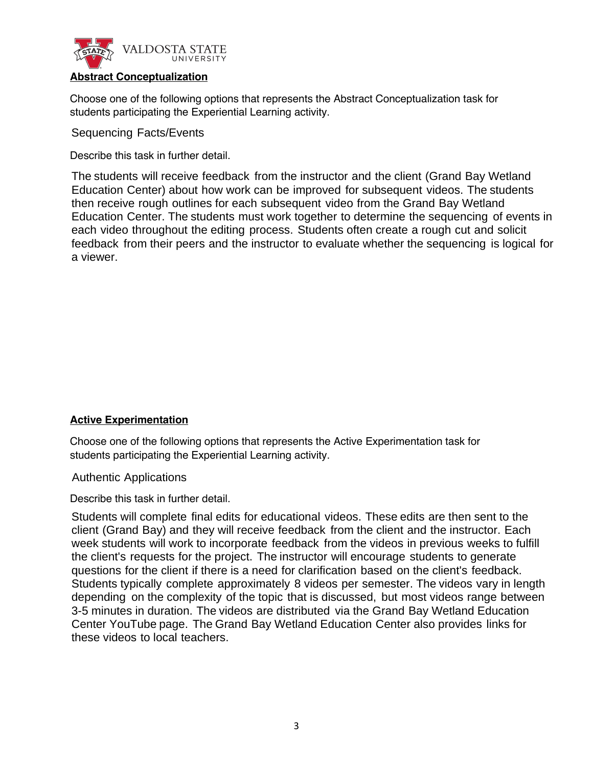**Abstract Conceptualization**

Choose one of the following options that represents the Abstract Conceptualization task for students participating the Experiential Learning activity.

Sequencing Facts/Events

Describe this task in further detail.

The students will receive feedback from the instructor and the client (Grand Bay Wetland Education Center) about how work can be improved for subsequent videos. The students then receive rough outlines for each subsequent video from the Grand Bay Wetland Education Center. The students must work together to determine the sequencing of events in each video throughout the editing process. Students often create a rough cut and solicit feedback from their peers and the instructor to evaluate whether the sequencing is logical for a viewer.

**Active Experimentation**

Choose one of the following options that represents the Active Experimentation task for students participating the Experiential Learning activity.

Authentic Applications

Describe this task in further detail.

Students will complete final edits for educational videos. These edits are then sent to the client (Grand Bay) and they will receive feedback from the client and the instructor. Each week students will work to incorporate feedback from the videos in previous weeks to fulfill the client's requests for the project. The instructor will encourage students to generate questions for the client if there is a need for clarification based on the client's feedback. Students typically complete approximately 8 videos per semester. The videos vary in length depending on the complexity of the topic that is discussed, but most videos range between 3-5 minutes in duration. The videos are distributed via the Grand Bay Wetland Education Center YouTube page. The Grand Bay Wetland Education Center also provides links for these videos to local teachers.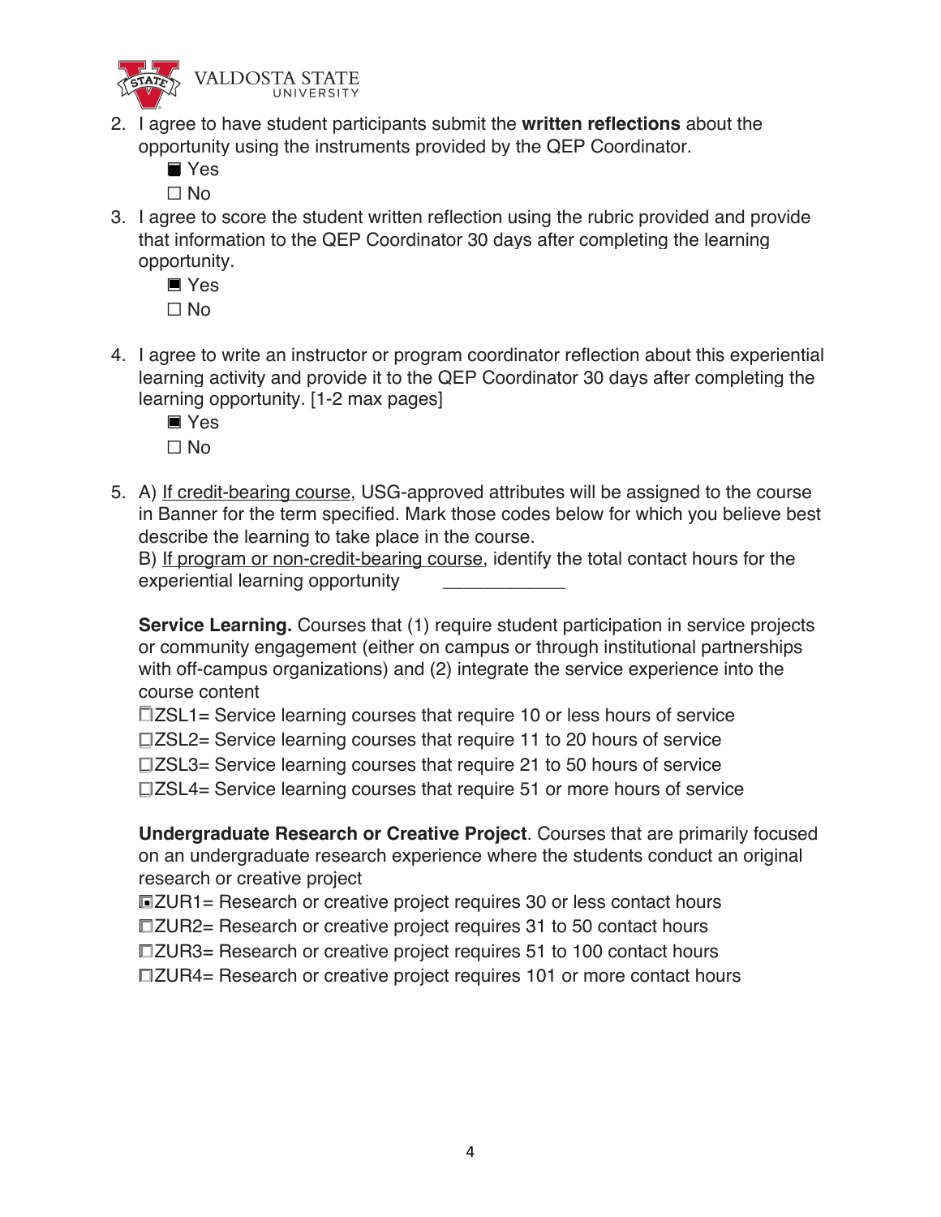2. I agree to have student participants submit the **written reflections** about the opportunity using the instruments provided by the QEP Coordinator.
   - ■ Yes
   - ☐ No
3. I agree to score the student written reflection using the rubric provided and provide that information to the QEP Coordinator 30 days after completing the learning opportunity.
   - ■ Yes
   - ☐ No
4. I agree to write an instructor or program coordinator reflection about this experiential learning activity and provide it to the QEP Coordinator 30 days after completing the learning opportunity. [1-2 max pages]
   - ■ Yes
   - ☐ No
5. A) <u>If credit-bearing course</u>, USG-approved attributes will be assigned to the course in Banner for the term specified. Mark those codes below for which you believe best describe the learning to take place in the course.
   B) <u>If program or non-credit-bearing course</u>, identify the total contact hours for the experiential learning opportunity ____________

   **Service Learning.** Courses that (1) require student participation in service projects or community engagement (either on campus or through institutional partnerships with off-campus organizations) and (2) integrate the service experience into the course content

   ☐ZSL1= Service learning courses that require 10 or less hours of service
   ☐ZSL2= Service learning courses that require 11 to 20 hours of service
   ☐ZSL3= Service learning courses that require 21 to 50 hours of service
   ☐ZSL4= Service learning courses that require 51 or more hours of service

   **Undergraduate Research or Creative Project**. Courses that are primarily focused on an undergraduate research experience where the students conduct an original research or creative project

   ■ZUR1= Research or creative project requires 30 or less contact hours
   ☐ZUR2= Research or creative project requires 31 to 50 contact hours
   ☐ZUR3= Research or creative project requires 51 to 100 contact hours
   ☐ZUR4= Research or creative project requires 101 or more contact hours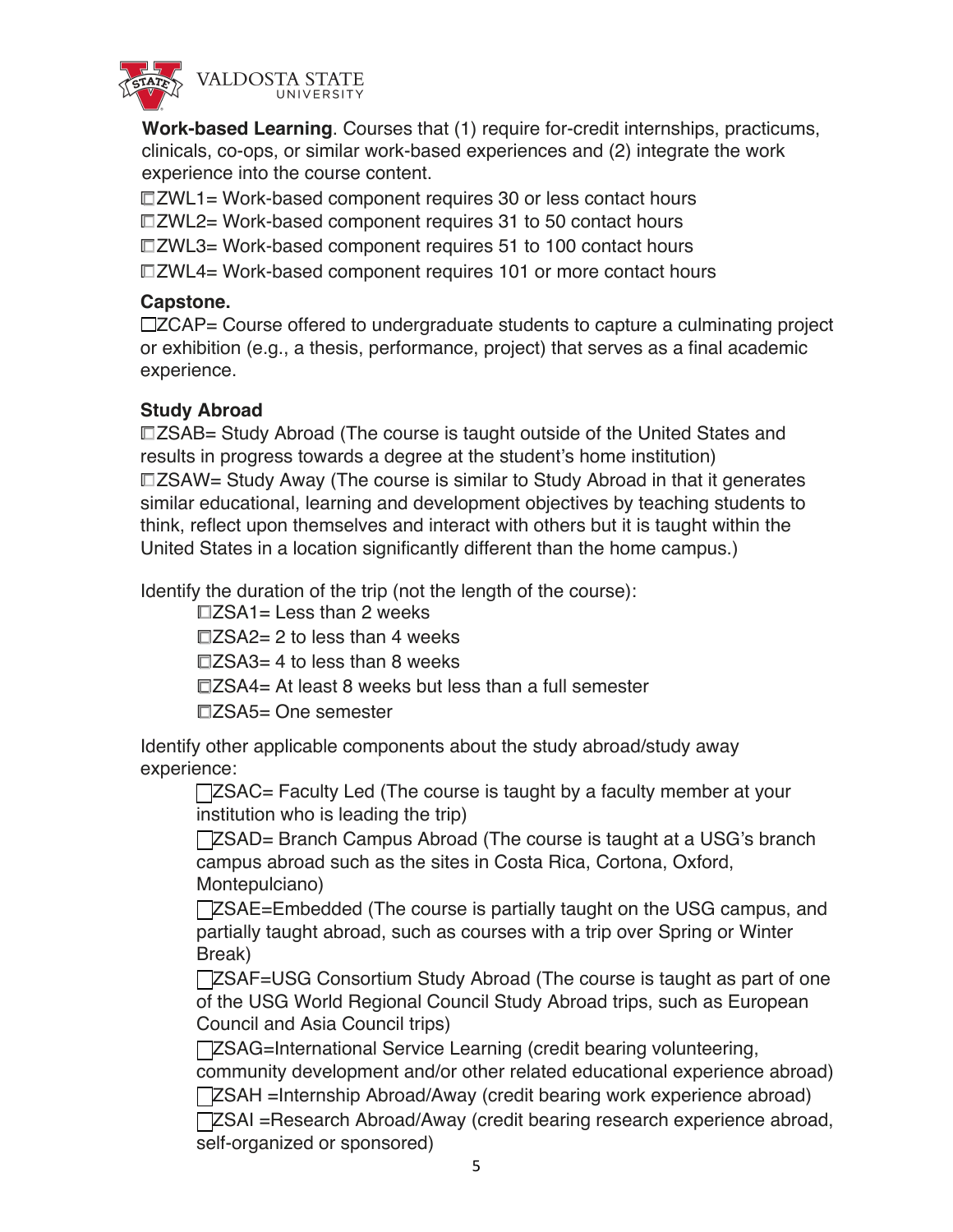**Work-based Learning**. Courses that (1) require for-credit internships, practicums, clinicals, co-ops, or similar work-based experiences and (2) integrate the work experience into the course content.

☐ZWL1= Work-based component requires 30 or less contact hours

☐ZWL2= Work-based component requires 31 to 50 contact hours

☐ZWL3= Work-based component requires 51 to 100 contact hours

☐ZWL4= Work-based component requires 101 or more contact hours

**Capstone.**

☐ZCAP= Course offered to undergraduate students to capture a culminating project or exhibition (e.g., a thesis, performance, project) that serves as a final academic experience.

**Study Abroad**

☐ZSAB= Study Abroad (The course is taught outside of the United States and results in progress towards a degree at the student's home institution)

☐ZSAW= Study Away (The course is similar to Study Abroad in that it generates similar educational, learning and development objectives by teaching students to think, reflect upon themselves and interact with others but it is taught within the United States in a location significantly different than the home campus.)

Identify the duration of the trip (not the length of the course):

- ☐ZSA1= Less than 2 weeks
- ☐ZSA2= 2 to less than 4 weeks
- ☐ZSA3= 4 to less than 8 weeks
- ☐ZSA4= At least 8 weeks but less than a full semester
- ☐ZSA5= One semester

Identify other applicable components about the study abroad/study away experience:

- ☐ZSAC= Faculty Led (The course is taught by a faculty member at your institution who is leading the trip)
- ☐ZSAD= Branch Campus Abroad (The course is taught at a USG's branch campus abroad such as the sites in Costa Rica, Cortona, Oxford, Montepulciano)
- ☐ZSAE=Embedded (The course is partially taught on the USG campus, and partially taught abroad, such as courses with a trip over Spring or Winter Break)
- ☐ZSAF=USG Consortium Study Abroad (The course is taught as part of one of the USG World Regional Council Study Abroad trips, such as European Council and Asia Council trips)
- ☐ZSAG=International Service Learning (credit bearing volunteering, community development and/or other related educational experience abroad)
- ☐ZSAH =Internship Abroad/Away (credit bearing work experience abroad)
- ☐ZSAI =Research Abroad/Away (credit bearing research experience abroad, self-organized or sponsored)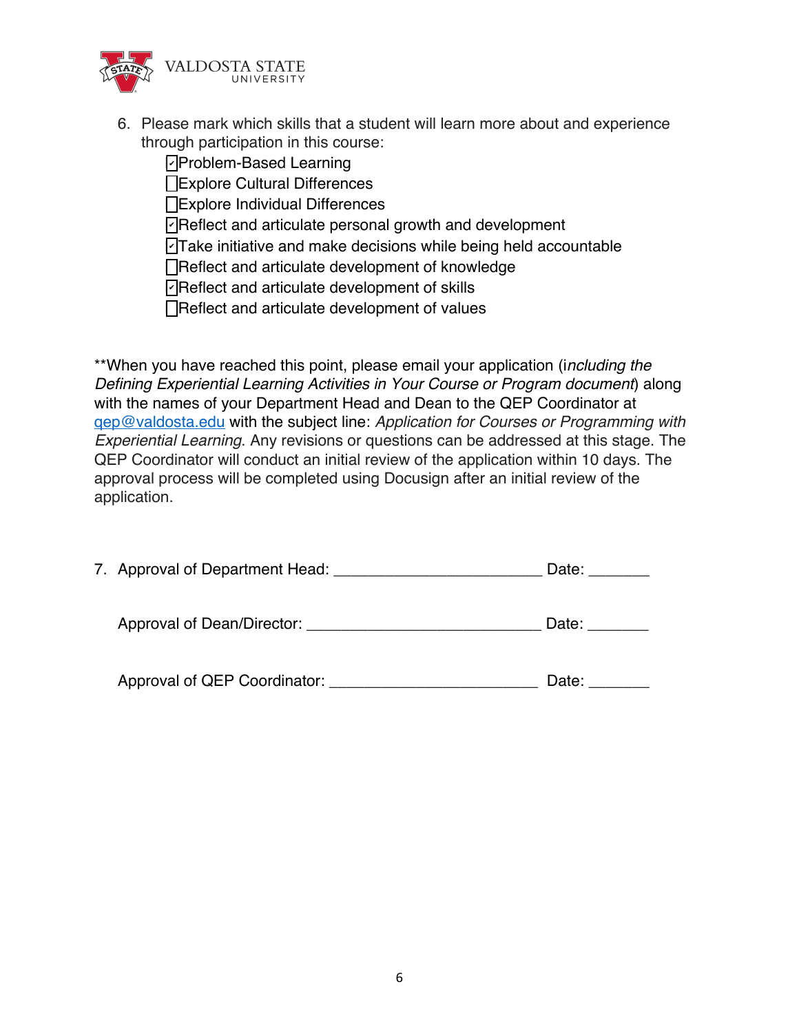6. Please mark which skills that a student will learn more about and experience through participation in this course:
   - [x] Problem-Based Learning
   - [ ] Explore Cultural Differences
   - [ ] Explore Individual Differences
   - [x] Reflect and articulate personal growth and development
   - [x] Take initiative and make decisions while being held accountable
   - [ ] Reflect and articulate development of knowledge
   - [x] Reflect and articulate development of skills
   - [ ] Reflect and articulate development of values

**When you have reached this point, please email your application (*including the Defining Experiential Learning Activities in Your Course or Program document*) along with the names of your Department Head and Dean to the QEP Coordinator at qep@valdosta.edu with the subject line: *Application for Courses or Programming with Experiential Learning*. Any revisions or questions can be addressed at this stage. The QEP Coordinator will conduct an initial review of the application within 10 days. The approval process will be completed using Docusign after an initial review of the application.

7. Approval of Department Head: ________________________ Date: _______

   Approval of Dean/Director: ___________________________ Date: _______

   Approval of QEP Coordinator: ________________________ Date: _______